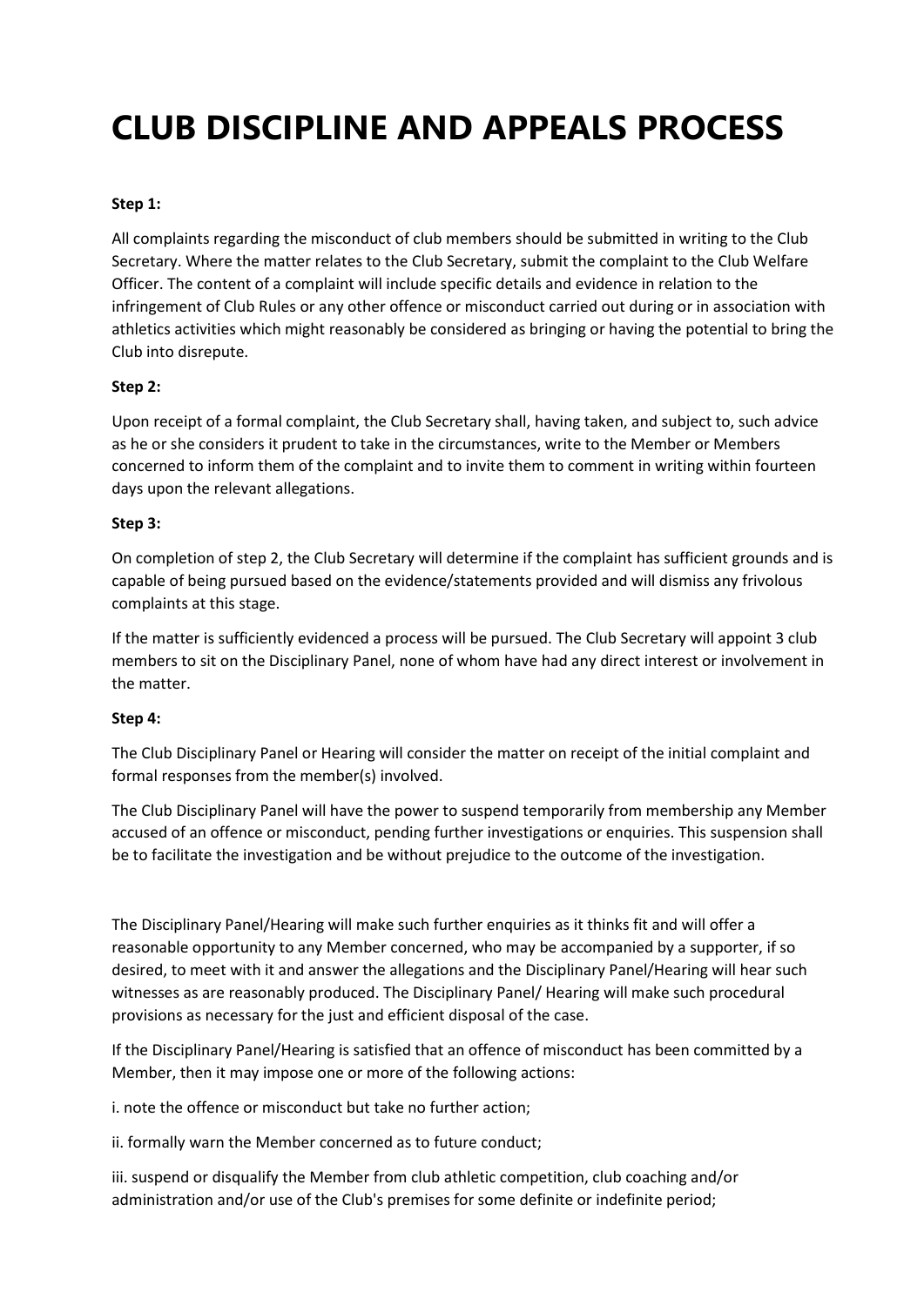# CLUB DISCIPLINE AND APPEALS PROCESS

**Step 1:**

All complaints regarding the misconduct of club members should be submitted in writing to the Club Secretary. Where the matter relates to the Club Secretary, submit the complaint to the Club Welfare Officer. The content of a complaint will include specific details and evidence in relation to the infringement of Club Rules or any other offence or misconduct carried out during or in association with athletics activities which might reasonably be considered as bringing or having the potential to bring the Club into disrepute.

**Step 2:**

Upon receipt of a formal complaint, the Club Secretary shall, having taken, and subject to, such advice as he or she considers it prudent to take in the circumstances, write to the Member or Members concerned to inform them of the complaint and to invite them to comment in writing within fourteen days upon the relevant allegations.

**Step 3:**

On completion of step 2, the Club Secretary will determine if the complaint has sufficient grounds and is capable of being pursued based on the evidence/statements provided and will dismiss any frivolous complaints at this stage.

If the matter is sufficiently evidenced a process will be pursued. The Club Secretary will appoint 3 club members to sit on the Disciplinary Panel, none of whom have had any direct interest or involvement in the matter.

**Step 4:**

The Club Disciplinary Panel or Hearing will consider the matter on receipt of the initial complaint and formal responses from the member(s) involved.

The Club Disciplinary Panel will have the power to suspend temporarily from membership any Member accused of an offence or misconduct, pending further investigations or enquiries. This suspension shall be to facilitate the investigation and be without prejudice to the outcome of the investigation.

The Disciplinary Panel/Hearing will make such further enquiries as it thinks fit and will offer a reasonable opportunity to any Member concerned, who may be accompanied by a supporter, if so desired, to meet with it and answer the allegations and the Disciplinary Panel/Hearing will hear such witnesses as are reasonably produced. The Disciplinary Panel/ Hearing will make such procedural provisions as necessary for the just and efficient disposal of the case.

If the Disciplinary Panel/Hearing is satisfied that an offence of misconduct has been committed by a Member, then it may impose one or more of the following actions:

i. note the offence or misconduct but take no further action;

ii. formally warn the Member concerned as to future conduct;

iii. suspend or disqualify the Member from club athletic competition, club coaching and/or administration and/or use of the Club's premises for some definite or indefinite period;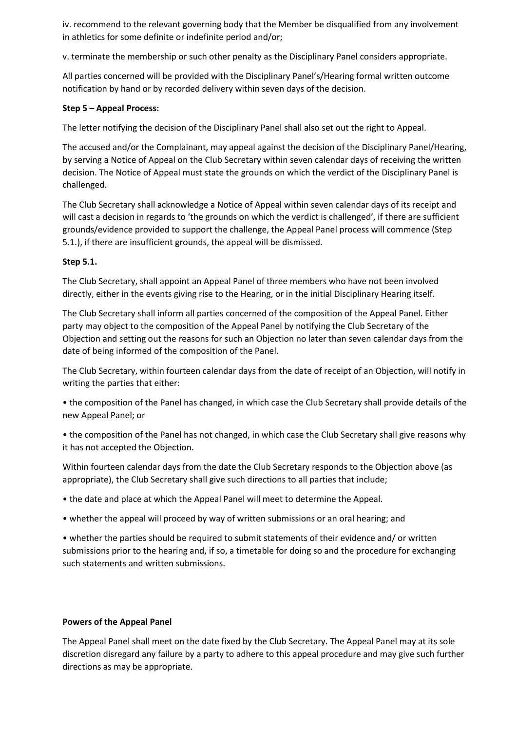iv. recommend to the relevant governing body that the Member be disqualified from any involvement in athletics for some definite or indefinite period and/or;

v. terminate the membership or such other penalty as the Disciplinary Panel considers appropriate.

All parties concerned will be provided with the Disciplinary Panel's/Hearing formal written outcome notification by hand or by recorded delivery within seven days of the decision.

**Step 5 – Appeal Process:**

The letter notifying the decision of the Disciplinary Panel shall also set out the right to Appeal.

The accused and/or the Complainant, may appeal against the decision of the Disciplinary Panel/Hearing, by serving a Notice of Appeal on the Club Secretary within seven calendar days of receiving the written decision. The Notice of Appeal must state the grounds on which the verdict of the Disciplinary Panel is challenged.

The Club Secretary shall acknowledge a Notice of Appeal within seven calendar days of its receipt and will cast a decision in regards to 'the grounds on which the verdict is challenged', if there are sufficient grounds/evidence provided to support the challenge, the Appeal Panel process will commence (Step 5.1.), if there are insufficient grounds, the appeal will be dismissed.

**Step 5.1.**

The Club Secretary, shall appoint an Appeal Panel of three members who have not been involved directly, either in the events giving rise to the Hearing, or in the initial Disciplinary Hearing itself.

The Club Secretary shall inform all parties concerned of the composition of the Appeal Panel. Either party may object to the composition of the Appeal Panel by notifying the Club Secretary of the Objection and setting out the reasons for such an Objection no later than seven calendar days from the date of being informed of the composition of the Panel.

The Club Secretary, within fourteen calendar days from the date of receipt of an Objection, will notify in writing the parties that either:

• the composition of the Panel has changed, in which case the Club Secretary shall provide details of the new Appeal Panel; or

• the composition of the Panel has not changed, in which case the Club Secretary shall give reasons why it has not accepted the Objection.

Within fourteen calendar days from the date the Club Secretary responds to the Objection above (as appropriate), the Club Secretary shall give such directions to all parties that include;

• the date and place at which the Appeal Panel will meet to determine the Appeal.

• whether the appeal will proceed by way of written submissions or an oral hearing; and

• whether the parties should be required to submit statements of their evidence and/ or written submissions prior to the hearing and, if so, a timetable for doing so and the procedure for exchanging such statements and written submissions.

**Powers of the Appeal Panel**

The Appeal Panel shall meet on the date fixed by the Club Secretary. The Appeal Panel may at its sole discretion disregard any failure by a party to adhere to this appeal procedure and may give such further directions as may be appropriate.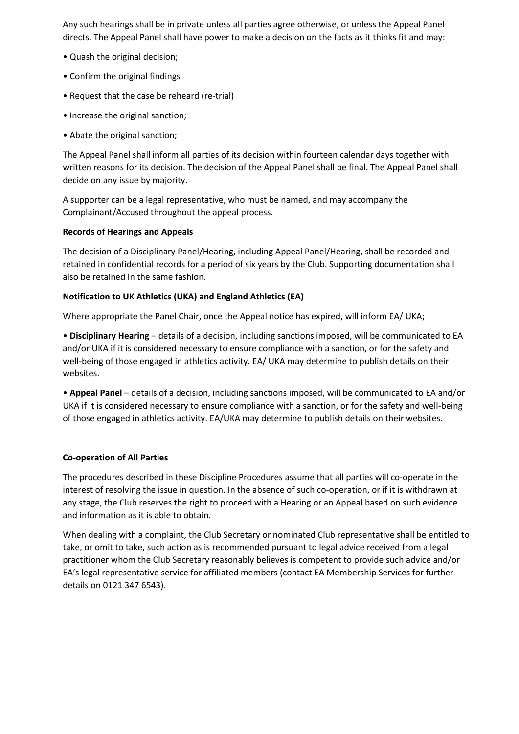Any such hearings shall be in private unless all parties agree otherwise, or unless the Appeal Panel directs. The Appeal Panel shall have power to make a decision on the facts as it thinks fit and may:

- Quash the original decision;
- Confirm the original findings
- Request that the case be reheard (re-trial)
- Increase the original sanction;
- Abate the original sanction;

The Appeal Panel shall inform all parties of its decision within fourteen calendar days together with written reasons for its decision. The decision of the Appeal Panel shall be final. The Appeal Panel shall decide on any issue by majority.

A supporter can be a legal representative, who must be named, and may accompany the Complainant/Accused throughout the appeal process.

**Records of Hearings and Appeals**

The decision of a Disciplinary Panel/Hearing, including Appeal Panel/Hearing, shall be recorded and retained in confidential records for a period of six years by the Club. Supporting documentation shall also be retained in the same fashion.

**Notification to UK Athletics (UKA) and England Athletics (EA)**

Where appropriate the Panel Chair, once the Appeal notice has expired, will inform EA/ UKA;

- **Disciplinary Hearing** – details of a decision, including sanctions imposed, will be communicated to EA and/or UKA if it is considered necessary to ensure compliance with a sanction, or for the safety and well-being of those engaged in athletics activity. EA/ UKA may determine to publish details on their websites.

- **Appeal Panel** – details of a decision, including sanctions imposed, will be communicated to EA and/or UKA if it is considered necessary to ensure compliance with a sanction, or for the safety and well-being of those engaged in athletics activity. EA/UKA may determine to publish details on their websites.

**Co-operation of All Parties**

The procedures described in these Discipline Procedures assume that all parties will co-operate in the interest of resolving the issue in question. In the absence of such co-operation, or if it is withdrawn at any stage, the Club reserves the right to proceed with a Hearing or an Appeal based on such evidence and information as it is able to obtain.

When dealing with a complaint, the Club Secretary or nominated Club representative shall be entitled to take, or omit to take, such action as is recommended pursuant to legal advice received from a legal practitioner whom the Club Secretary reasonably believes is competent to provide such advice and/or EA's legal representative service for affiliated members (contact EA Membership Services for further details on 0121 347 6543).